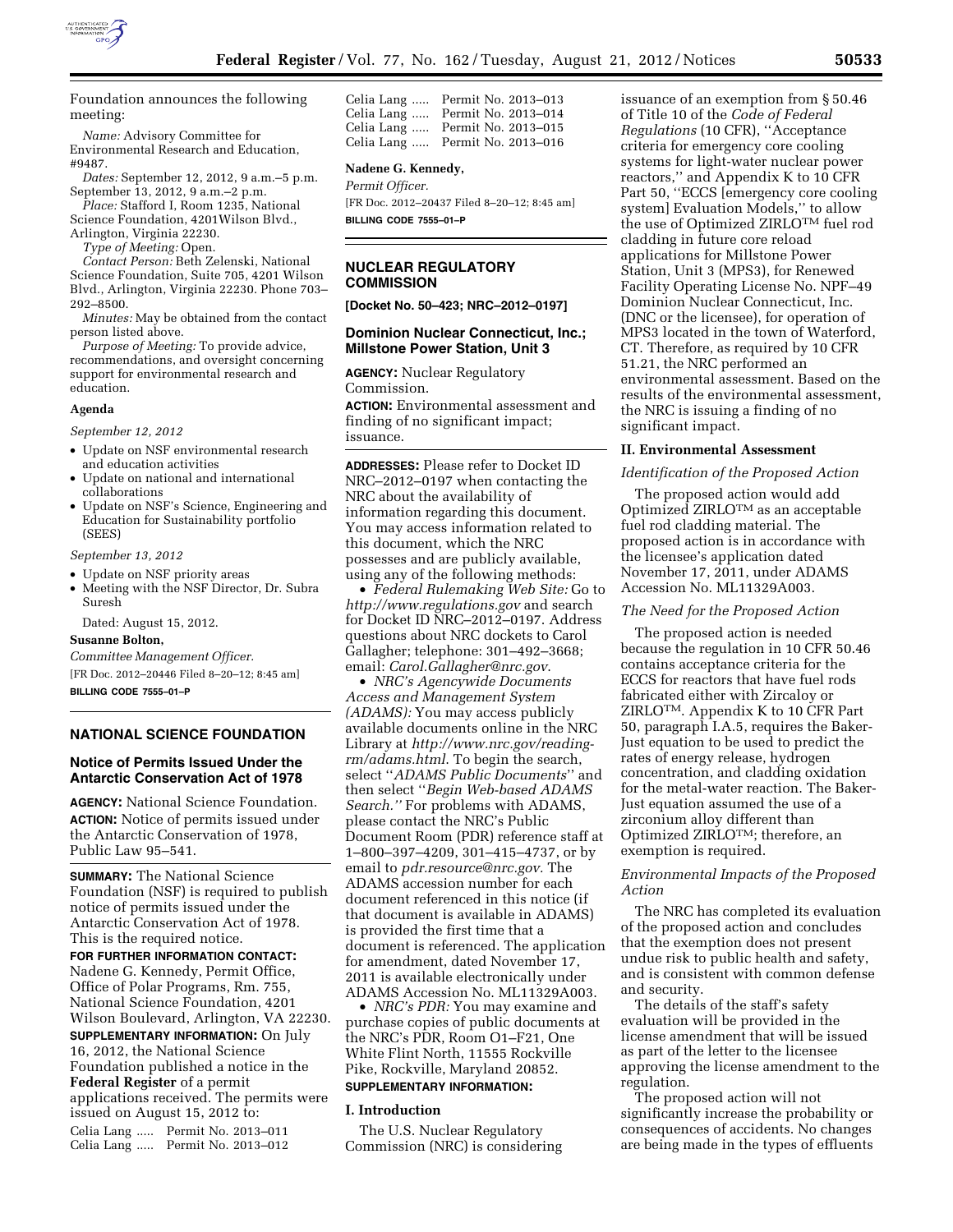Foundation announces the following meeting:

*Name:* Advisory Committee for Environmental Research and Education, #9487.

*Dates:* September 12, 2012, 9 a.m.–5 p.m. September 13, 2012, 9 a.m.–2 p.m.

*Place:* Stafford I, Room 1235, National Science Foundation, 4201Wilson Blvd., Arlington, Virginia 22230.

*Type of Meeting:* Open.

*Contact Person:* Beth Zelenski, National Science Foundation, Suite 705, 4201 Wilson Blvd., Arlington, Virginia 22230. Phone 703–292–8500.

*Minutes:* May be obtained from the contact person listed above.

*Purpose of Meeting:* To provide advice, recommendations, and oversight concerning support for environmental research and education.

#### Agenda

*September 12, 2012*

- Update on NSF environmental research and education activities
- Update on national and international collaborations
- Update on NSF's Science, Engineering and Education for Sustainability portfolio (SEES)

*September 13, 2012*

- Update on NSF priority areas
- Meeting with the NSF Director, Dr. Subra Suresh

Dated: August 15, 2012.

**Susanne Bolton,**

*Committee Management Officer.*

[FR Doc. 2012–20446 Filed 8–20–12; 8:45 am]

**BILLING CODE 7555–01–P**

## NATIONAL SCIENCE FOUNDATION

### Notice of Permits Issued Under the Antarctic Conservation Act of 1978

**AGENCY:** National Science Foundation.

**ACTION:** Notice of permits issued under the Antarctic Conservation of 1978, Public Law 95–541.

**SUMMARY:** The National Science Foundation (NSF) is required to publish notice of permits issued under the Antarctic Conservation Act of 1978. This is the required notice.

**FOR FURTHER INFORMATION CONTACT:** Nadene G. Kennedy, Permit Office, Office of Polar Programs, Rm. 755, National Science Foundation, 4201 Wilson Boulevard, Arlington, VA 22230.

**SUPPLEMENTARY INFORMATION:** On July 16, 2012, the National Science Foundation published a notice in the **Federal Register** of a permit applications received. The permits were issued on August 15, 2012 to:

Celia Lang ..... Permit No. 2013–011
Celia Lang ..... Permit No. 2013–012
Celia Lang ..... Permit No. 2013–013
Celia Lang ..... Permit No. 2013–014
Celia Lang ..... Permit No. 2013–015
Celia Lang ..... Permit No. 2013–016

**Nadene G. Kennedy,**

*Permit Officer.*

[FR Doc. 2012–20437 Filed 8–20–12; 8:45 am]

**BILLING CODE 7555–01–P**

## NUCLEAR REGULATORY COMMISSION

**[Docket No. 50–423; NRC–2012–0197]**

### Dominion Nuclear Connecticut, Inc.; Millstone Power Station, Unit 3

**AGENCY:** Nuclear Regulatory Commission.

**ACTION:** Environmental assessment and finding of no significant impact; issuance.

**ADDRESSES:** Please refer to Docket ID NRC–2012–0197 when contacting the NRC about the availability of information regarding this document. You may access information related to this document, which the NRC possesses and are publicly available, using any of the following methods:

- *Federal Rulemaking Web Site:* Go to *http://www.regulations.gov* and search for Docket ID NRC–2012–0197. Address questions about NRC dockets to Carol Gallagher; telephone: 301–492–3668; email: *Carol.Gallagher@nrc.gov*.
- *NRC's Agencywide Documents Access and Management System (ADAMS):* You may access publicly available documents online in the NRC Library at *http://www.nrc.gov/reading-rm/adams.html*. To begin the search, select ''*ADAMS Public Documents*'' and then select ''*Begin Web-based ADAMS Search.''* For problems with ADAMS, please contact the NRC's Public Document Room (PDR) reference staff at 1–800–397–4209, 301–415–4737, or by email to *pdr.resource@nrc.gov.* The ADAMS accession number for each document referenced in this notice (if that document is available in ADAMS) is provided the first time that a document is referenced. The application for amendment, dated November 17, 2011 is available electronically under ADAMS Accession No. ML11329A003.
- *NRC's PDR:* You may examine and purchase copies of public documents at the NRC's PDR, Room O1–F21, One White Flint North, 11555 Rockville Pike, Rockville, Maryland 20852.

**SUPPLEMENTARY INFORMATION:**

#### I. Introduction

The U.S. Nuclear Regulatory Commission (NRC) is considering issuance of an exemption from § 50.46 of Title 10 of the *Code of Federal Regulations* (10 CFR), ''Acceptance criteria for emergency core cooling systems for light-water nuclear power reactors,'' and Appendix K to 10 CFR Part 50, ''ECCS [emergency core cooling system] Evaluation Models,'' to allow the use of Optimized ZIRLO™ fuel rod cladding in future core reload applications for Millstone Power Station, Unit 3 (MPS3), for Renewed Facility Operating License No. NPF–49 Dominion Nuclear Connecticut, Inc. (DNC or the licensee), for operation of MPS3 located in the town of Waterford, CT. Therefore, as required by 10 CFR 51.21, the NRC performed an environmental assessment. Based on the results of the environmental assessment, the NRC is issuing a finding of no significant impact.

#### II. Environmental Assessment

*Identification of the Proposed Action*

The proposed action would add Optimized ZIRLO™ as an acceptable fuel rod cladding material. The proposed action is in accordance with the licensee's application dated November 17, 2011, under ADAMS Accession No. ML11329A003.

*The Need for the Proposed Action*

The proposed action is needed because the regulation in 10 CFR 50.46 contains acceptance criteria for the ECCS for reactors that have fuel rods fabricated either with Zircaloy or ZIRLO™. Appendix K to 10 CFR Part 50, paragraph I.A.5, requires the Baker-Just equation to be used to predict the rates of energy release, hydrogen concentration, and cladding oxidation for the metal-water reaction. The Baker-Just equation assumed the use of a zirconium alloy different than Optimized ZIRLO™; therefore, an exemption is required.

*Environmental Impacts of the Proposed Action*

The NRC has completed its evaluation of the proposed action and concludes that the exemption does not present undue risk to public health and safety, and is consistent with common defense and security.

The details of the staff's safety evaluation will be provided in the license amendment that will be issued as part of the letter to the licensee approving the license amendment to the regulation.

The proposed action will not significantly increase the probability or consequences of accidents. No changes are being made in the types of effluents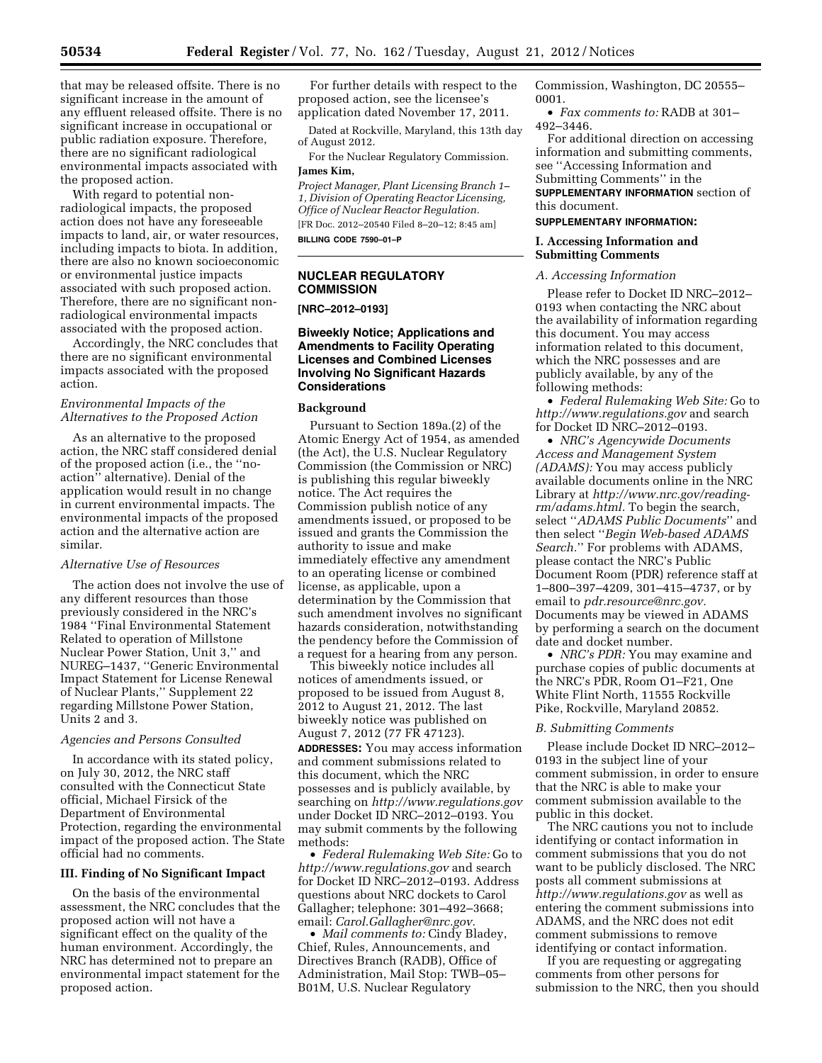that may be released offsite. There is no significant increase in the amount of any effluent released offsite. There is no significant increase in occupational or public radiation exposure. Therefore, there are no significant radiological environmental impacts associated with the proposed action.

With regard to potential non-radiological impacts, the proposed action does not have any foreseeable impacts to land, air, or water resources, including impacts to biota. In addition, there are also no known socioeconomic or environmental justice impacts associated with such proposed action. Therefore, there are no significant non-radiological environmental impacts associated with the proposed action.

Accordingly, the NRC concludes that there are no significant environmental impacts associated with the proposed action.

*Environmental Impacts of the Alternatives to the Proposed Action*

As an alternative to the proposed action, the NRC staff considered denial of the proposed action (i.e., the ''no-action'' alternative). Denial of the application would result in no change in current environmental impacts. The environmental impacts of the proposed action and the alternative action are similar.

*Alternative Use of Resources*

The action does not involve the use of any different resources than those previously considered in the NRC's 1984 ''Final Environmental Statement Related to operation of Millstone Nuclear Power Station, Unit 3,'' and NUREG–1437, ''Generic Environmental Impact Statement for License Renewal of Nuclear Plants,'' Supplement 22 regarding Millstone Power Station, Units 2 and 3.

*Agencies and Persons Consulted*

In accordance with its stated policy, on July 30, 2012, the NRC staff consulted with the Connecticut State official, Michael Firsick of the Department of Environmental Protection, regarding the environmental impact of the proposed action. The State official had no comments.

**III. Finding of No Significant Impact**

On the basis of the environmental assessment, the NRC concludes that the proposed action will not have a significant effect on the quality of the human environment. Accordingly, the NRC has determined not to prepare an environmental impact statement for the proposed action.

For further details with respect to the proposed action, see the licensee's application dated November 17, 2011.

Dated at Rockville, Maryland, this 13th day of August 2012.

For the Nuclear Regulatory Commission.

**James Kim,**

*Project Manager, Plant Licensing Branch 1–1, Division of Operating Reactor Licensing, Office of Nuclear Reactor Regulation.*

[FR Doc. 2012–20540 Filed 8–20–12; 8:45 am]

**BILLING CODE 7590–01–P**

---

## NUCLEAR REGULATORY COMMISSION

**[NRC–2012–0193]**

## Biweekly Notice; Applications and Amendments to Facility Operating Licenses and Combined Licenses Involving No Significant Hazards Considerations

### Background

Pursuant to Section 189a.(2) of the Atomic Energy Act of 1954, as amended (the Act), the U.S. Nuclear Regulatory Commission (the Commission or NRC) is publishing this regular biweekly notice. The Act requires the Commission publish notice of any amendments issued, or proposed to be issued and grants the Commission the authority to issue and make immediately effective any amendment to an operating license or combined license, as applicable, upon a determination by the Commission that such amendment involves no significant hazards consideration, notwithstanding the pendency before the Commission of a request for a hearing from any person.

This biweekly notice includes all notices of amendments issued, or proposed to be issued from August 8, 2012 to August 21, 2012. The last biweekly notice was published on August 7, 2012 (77 FR 47123).

**ADDRESSES:** You may access information and comment submissions related to this document, which the NRC possesses and is publicly available, by searching on *http://www.regulations.gov* under Docket ID NRC–2012–0193. You may submit comments by the following methods:

- *Federal Rulemaking Web Site:* Go to *http://www.regulations.gov* and search for Docket ID NRC–2012–0193. Address questions about NRC dockets to Carol Gallagher; telephone: 301–492–3668; email: *Carol.Gallagher@nrc.gov*.
- *Mail comments to:* Cindy Bladey, Chief, Rules, Announcements, and Directives Branch (RADB), Office of Administration, Mail Stop: TWB–05–B01M, U.S. Nuclear Regulatory Commission, Washington, DC 20555–0001.
- *Fax comments to:* RADB at 301–492–3446.

For additional direction on accessing information and submitting comments, see ''Accessing Information and Submitting Comments'' in the **SUPPLEMENTARY INFORMATION** section of this document.

**SUPPLEMENTARY INFORMATION:**

### I. Accessing Information and Submitting Comments

*A. Accessing Information*

Please refer to Docket ID NRC–2012–0193 when contacting the NRC about the availability of information regarding this document. You may access information related to this document, which the NRC possesses and are publicly available, by any of the following methods:

- *Federal Rulemaking Web Site:* Go to *http://www.regulations.gov* and search for Docket ID NRC–2012–0193.
- *NRC's Agencywide Documents Access and Management System (ADAMS):* You may access publicly available documents online in the NRC Library at *http://www.nrc.gov/reading-rm/adams.html.* To begin the search, select ''*ADAMS Public Documents*'' and then select ''*Begin Web-based ADAMS Search.*'' For problems with ADAMS, please contact the NRC's Public Document Room (PDR) reference staff at 1–800–397–4209, 301–415–4737, or by email to *pdr.resource@nrc.gov.* Documents may be viewed in ADAMS by performing a search on the document date and docket number.
- *NRC's PDR:* You may examine and purchase copies of public documents at the NRC's PDR, Room O1–F21, One White Flint North, 11555 Rockville Pike, Rockville, Maryland 20852.

*B. Submitting Comments*

Please include Docket ID NRC–2012–0193 in the subject line of your comment submission, in order to ensure that the NRC is able to make your comment submission available to the public in this docket.

The NRC cautions you not to include identifying or contact information in comment submissions that you do not want to be publicly disclosed. The NRC posts all comment submissions at *http://www.regulations.gov* as well as entering the comment submissions into ADAMS, and the NRC does not edit comment submissions to remove identifying or contact information.

If you are requesting or aggregating comments from other persons for submission to the NRC, then you should